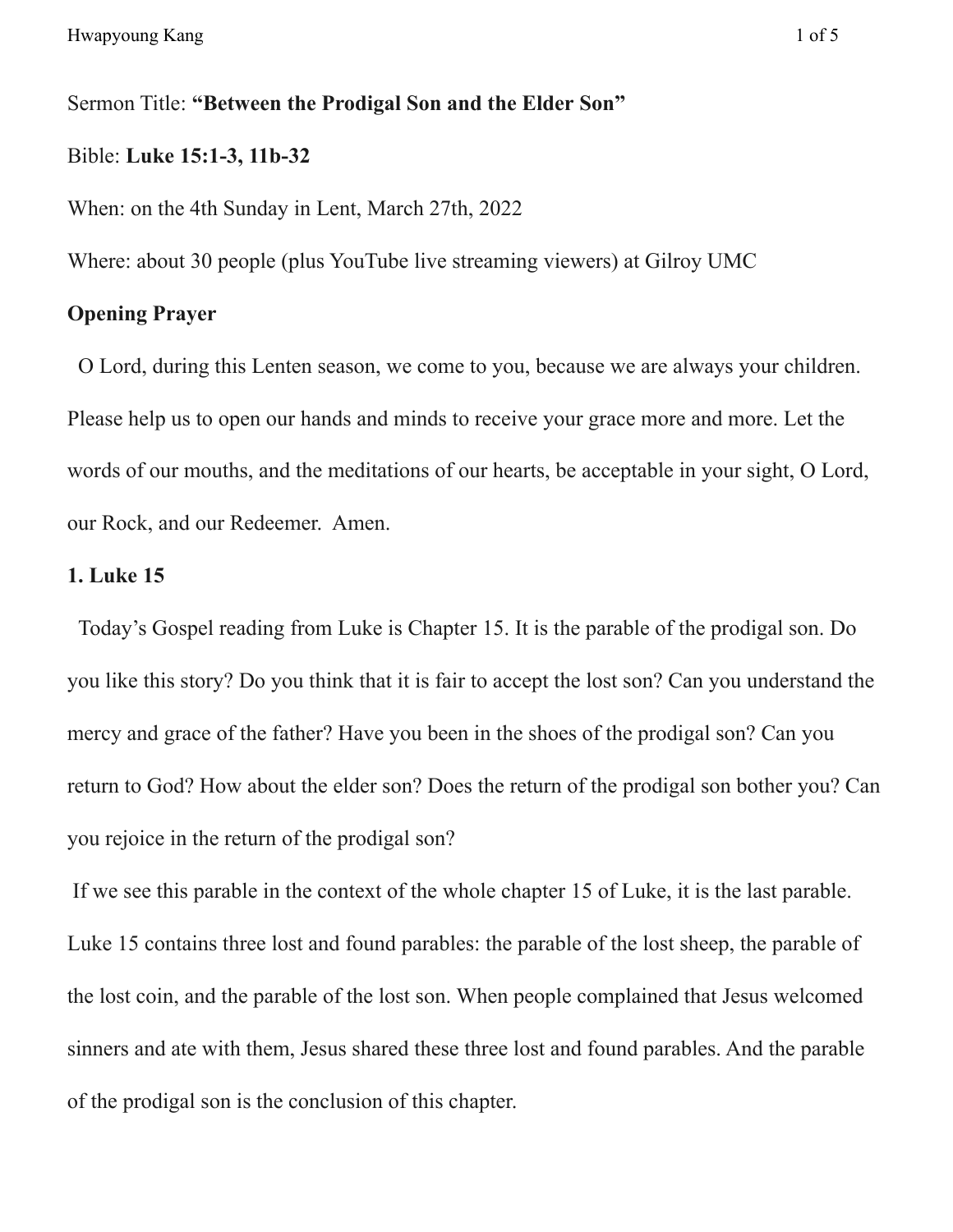Sermon Title: **"Between the Prodigal Son and the Elder Son"**

Bible: **Luke 15:1-3, 11b-32**

When: on the 4th Sunday in Lent, March 27th, 2022

Where: about 30 people (plus YouTube live streaming viewers) at Gilroy UMC

**Opening Prayer**

O Lord, during this Lenten season, we come to you, because we are always your children. Please help us to open our hands and minds to receive your grace more and more. Let the words of our mouths, and the meditations of our hearts, be acceptable in your sight, O Lord, our Rock, and our Redeemer. Amen.

**1. Luke 15**

Today's Gospel reading from Luke is Chapter 15. It is the parable of the prodigal son. Do you like this story? Do you think that it is fair to accept the lost son? Can you understand the mercy and grace of the father? Have you been in the shoes of the prodigal son? Can you return to God? How about the elder son? Does the return of the prodigal son bother you? Can you rejoice in the return of the prodigal son?

If we see this parable in the context of the whole chapter 15 of Luke, it is the last parable. Luke 15 contains three lost and found parables: the parable of the lost sheep, the parable of the lost coin, and the parable of the lost son. When people complained that Jesus welcomed sinners and ate with them, Jesus shared these three lost and found parables. And the parable of the prodigal son is the conclusion of this chapter.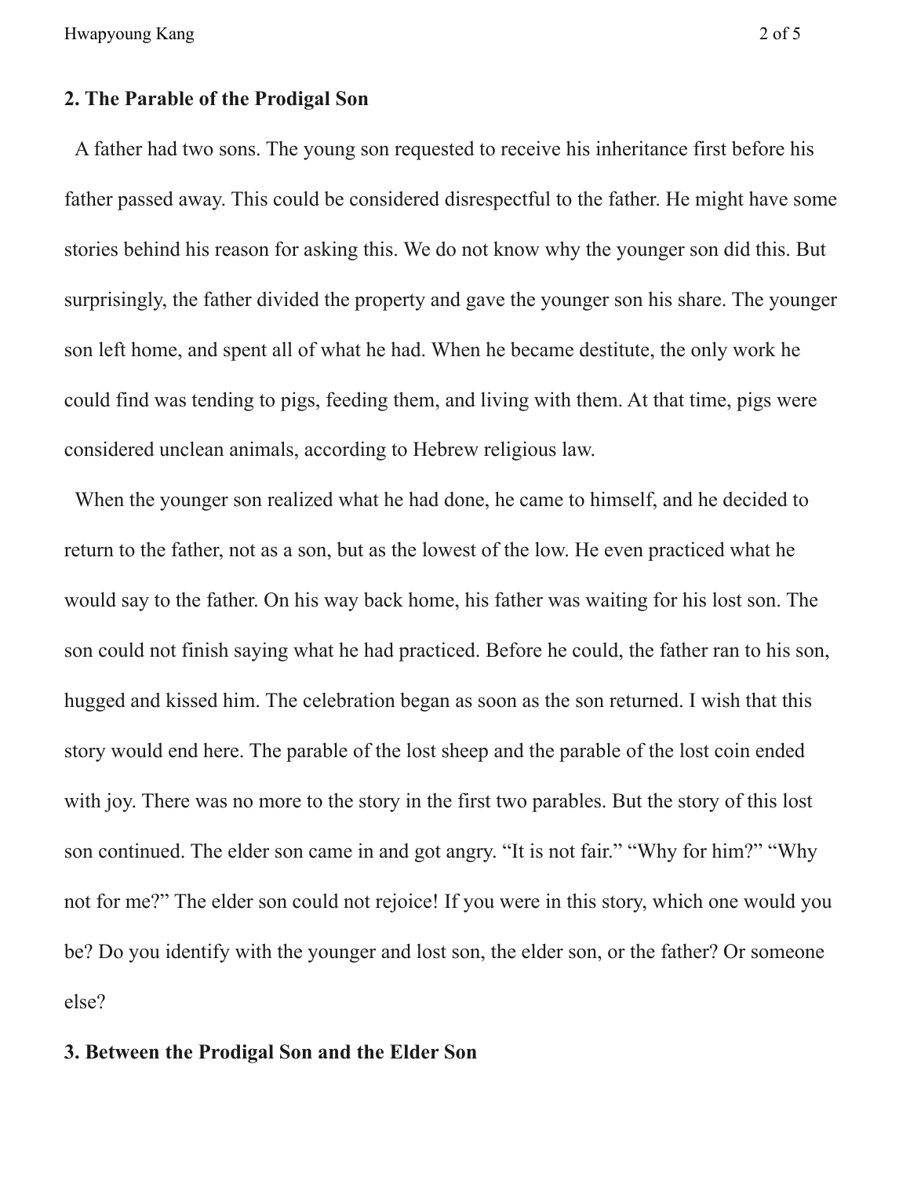## 2. The Parable of the Prodigal Son

A father had two sons. The young son requested to receive his inheritance first before his father passed away. This could be considered disrespectful to the father. He might have some stories behind his reason for asking this. We do not know why the younger son did this. But surprisingly, the father divided the property and gave the younger son his share. The younger son left home, and spent all of what he had. When he became destitute, the only work he could find was tending to pigs, feeding them, and living with them. At that time, pigs were considered unclean animals, according to Hebrew religious law.

When the younger son realized what he had done, he came to himself, and he decided to return to the father, not as a son, but as the lowest of the low. He even practiced what he would say to the father. On his way back home, his father was waiting for his lost son. The son could not finish saying what he had practiced. Before he could, the father ran to his son, hugged and kissed him. The celebration began as soon as the son returned. I wish that this story would end here. The parable of the lost sheep and the parable of the lost coin ended with joy. There was no more to the story in the first two parables. But the story of this lost son continued. The elder son came in and got angry. "It is not fair." "Why for him?" "Why not for me?" The elder son could not rejoice! If you were in this story, which one would you be? Do you identify with the younger and lost son, the elder son, or the father? Or someone else?

## 3. Between the Prodigal Son and the Elder Son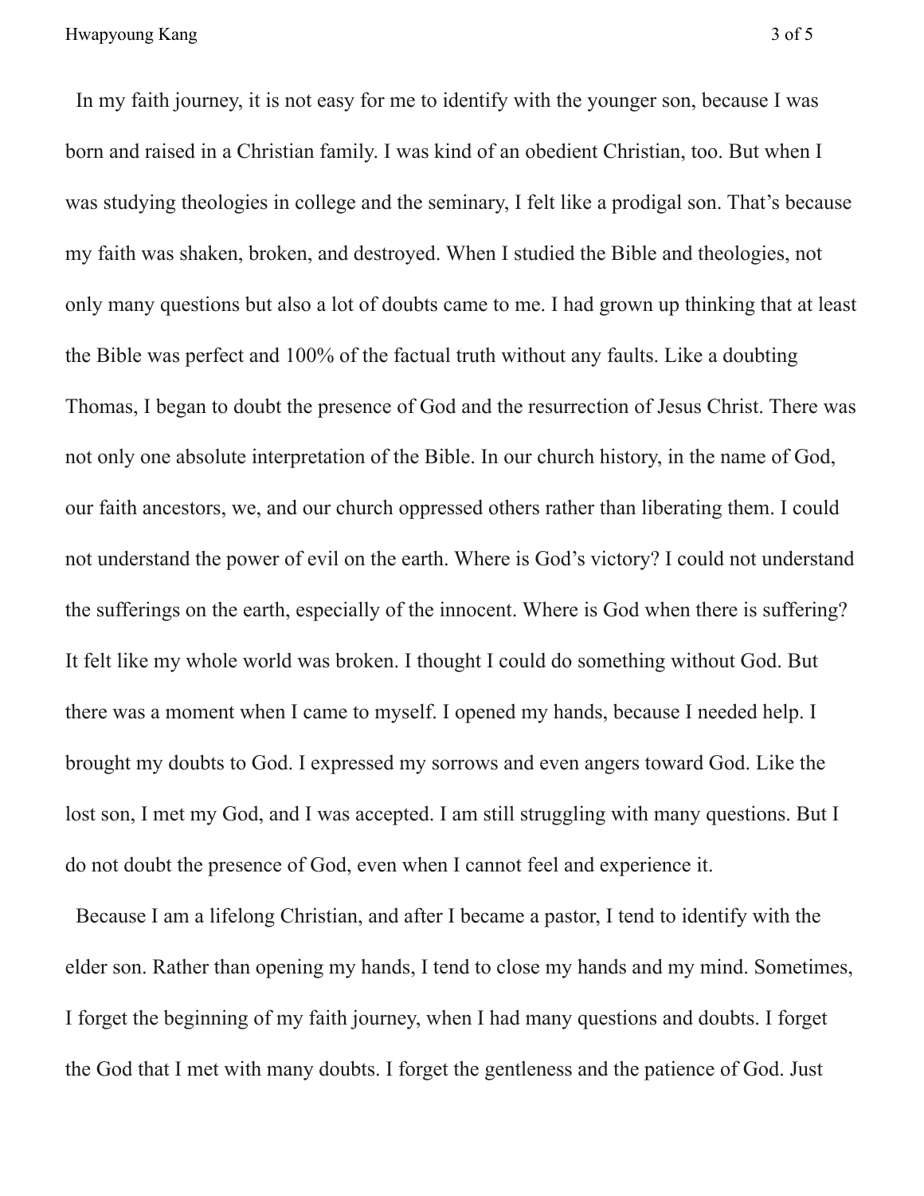In my faith journey, it is not easy for me to identify with the younger son, because I was born and raised in a Christian family. I was kind of an obedient Christian, too. But when I was studying theologies in college and the seminary, I felt like a prodigal son. That's because my faith was shaken, broken, and destroyed. When I studied the Bible and theologies, not only many questions but also a lot of doubts came to me. I had grown up thinking that at least the Bible was perfect and 100% of the factual truth without any faults. Like a doubting Thomas, I began to doubt the presence of God and the resurrection of Jesus Christ. There was not only one absolute interpretation of the Bible. In our church history, in the name of God, our faith ancestors, we, and our church oppressed others rather than liberating them. I could not understand the power of evil on the earth. Where is God's victory? I could not understand the sufferings on the earth, especially of the innocent. Where is God when there is suffering? It felt like my whole world was broken. I thought I could do something without God. But there was a moment when I came to myself. I opened my hands, because I needed help. I brought my doubts to God. I expressed my sorrows and even angers toward God. Like the lost son, I met my God, and I was accepted. I am still struggling with many questions. But I do not doubt the presence of God, even when I cannot feel and experience it.

Because I am a lifelong Christian, and after I became a pastor, I tend to identify with the elder son. Rather than opening my hands, I tend to close my hands and my mind. Sometimes, I forget the beginning of my faith journey, when I had many questions and doubts. I forget the God that I met with many doubts. I forget the gentleness and the patience of God. Just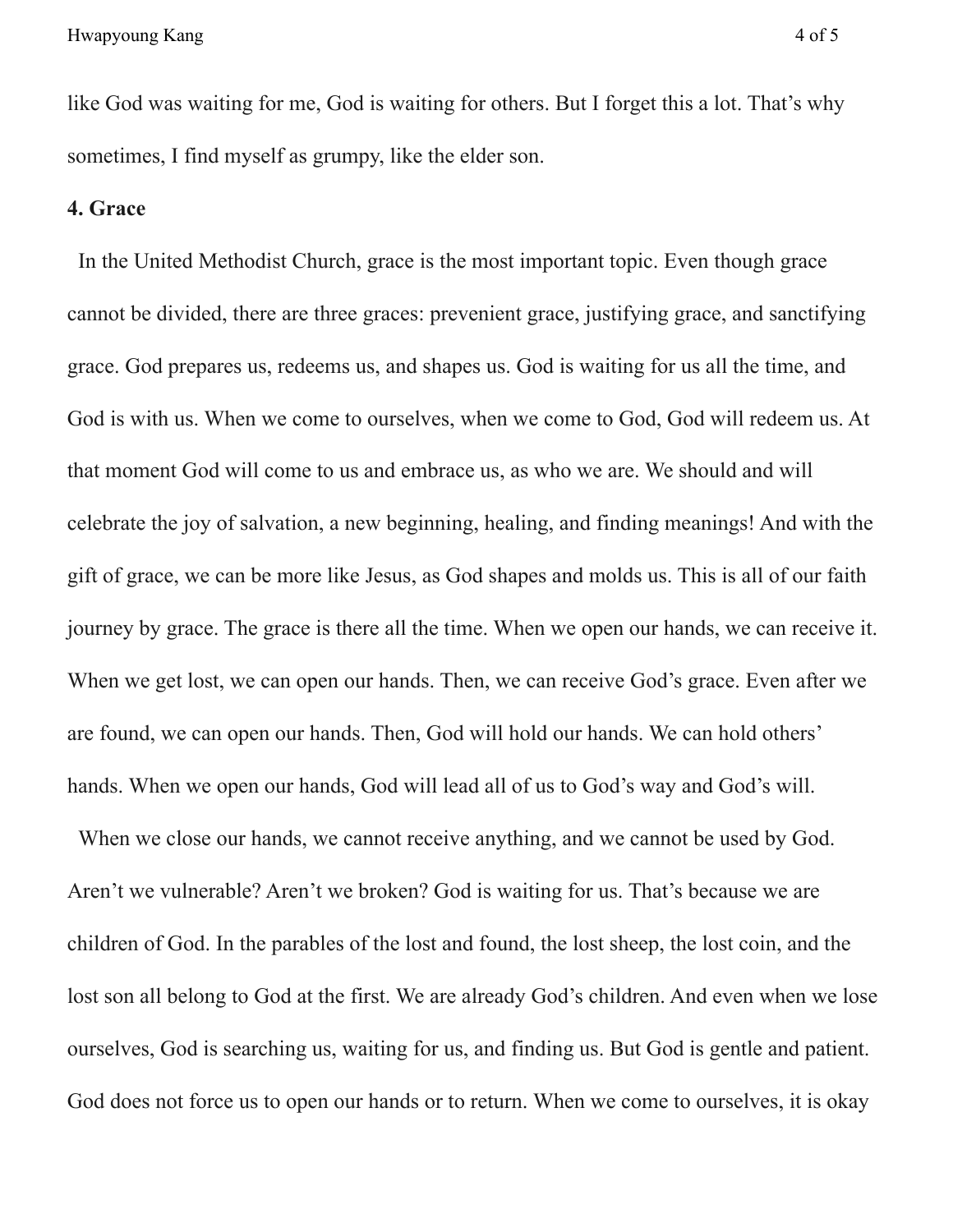like God was waiting for me, God is waiting for others. But I forget this a lot. That's why sometimes, I find myself as grumpy, like the elder son.

**4. Grace**

In the United Methodist Church, grace is the most important topic. Even though grace cannot be divided, there are three graces: prevenient grace, justifying grace, and sanctifying grace. God prepares us, redeems us, and shapes us. God is waiting for us all the time, and God is with us. When we come to ourselves, when we come to God, God will redeem us. At that moment God will come to us and embrace us, as who we are. We should and will celebrate the joy of salvation, a new beginning, healing, and finding meanings! And with the gift of grace, we can be more like Jesus, as God shapes and molds us. This is all of our faith journey by grace. The grace is there all the time. When we open our hands, we can receive it. When we get lost, we can open our hands. Then, we can receive God's grace. Even after we are found, we can open our hands. Then, God will hold our hands. We can hold others' hands. When we open our hands, God will lead all of us to God's way and God's will.

When we close our hands, we cannot receive anything, and we cannot be used by God. Aren't we vulnerable? Aren't we broken? God is waiting for us. That's because we are children of God. In the parables of the lost and found, the lost sheep, the lost coin, and the lost son all belong to God at the first. We are already God's children. And even when we lose ourselves, God is searching us, waiting for us, and finding us. But God is gentle and patient. God does not force us to open our hands or to return. When we come to ourselves, it is okay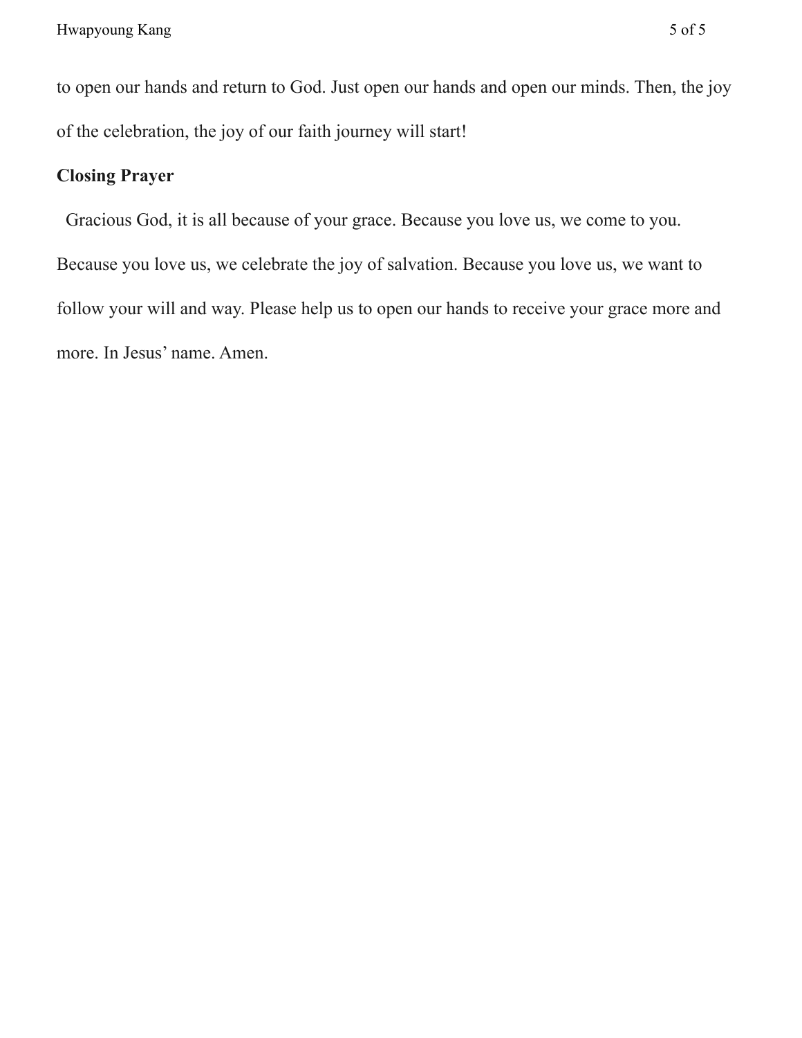to open our hands and return to God. Just open our hands and open our minds. Then, the joy of the celebration, the joy of our faith journey will start!

**Closing Prayer**

Gracious God, it is all because of your grace. Because you love us, we come to you. Because you love us, we celebrate the joy of salvation. Because you love us, we want to follow your will and way. Please help us to open our hands to receive your grace more and more. In Jesus' name. Amen.